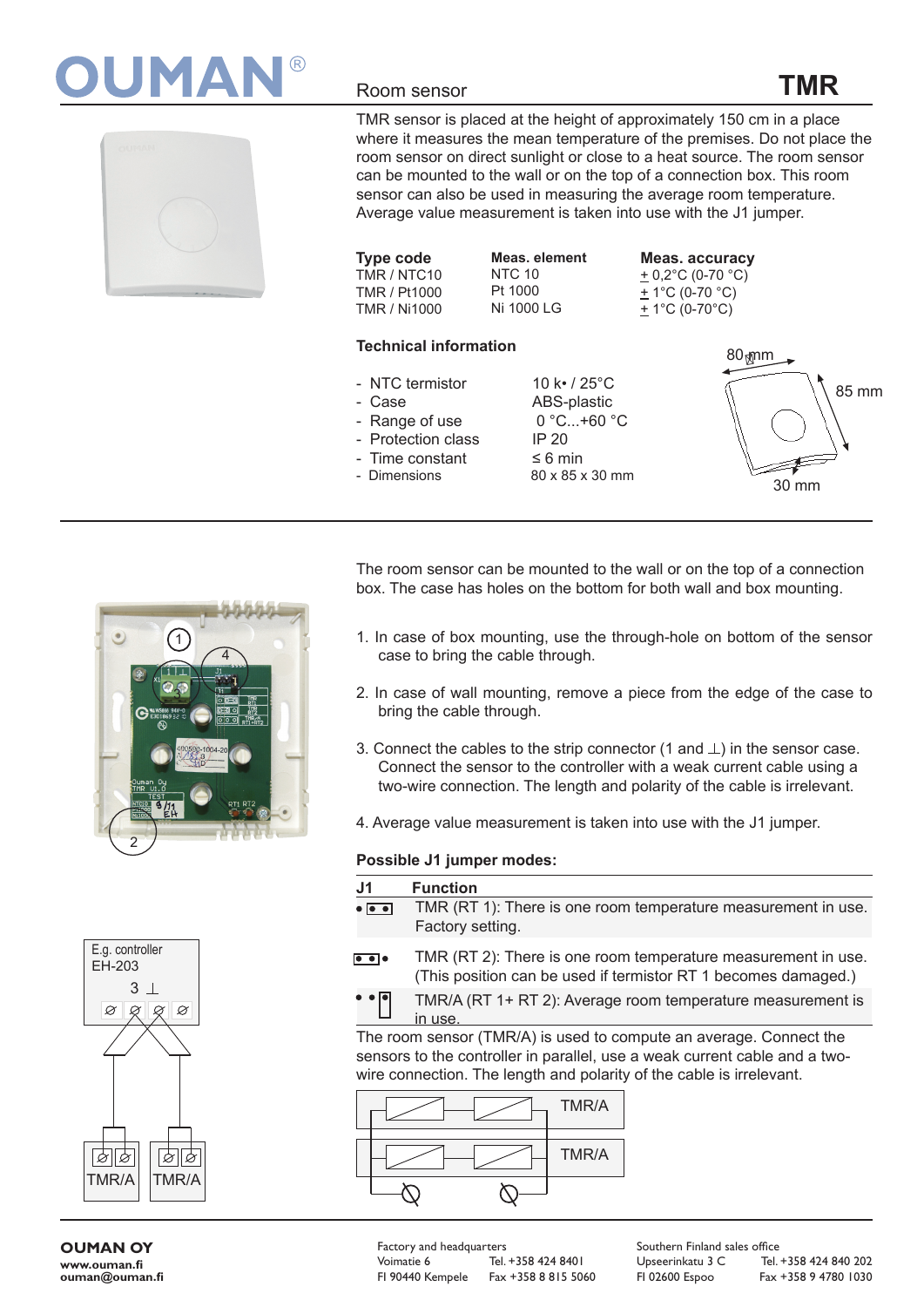# OUMAN®

## Room sensor **TMR**

TMR sensor is placed at the height of approximately 150 cm in a place where it measures the mean temperature of the premises. Do not place the room sensor on direct sunlight or close to a heat source. The room sensor can be mounted to the wall or on the top of a connection box. This room sensor can also be used in measuring the average room temperature. Average value measurement is taken into use with the J1 jumper.

| Type code | Meas. element | Meas. accuracy |
|---|---|---|
| TMR / NTC10 | NTC 10 | ± 0,2°C (0-70 °C) |
| TMR / Pt1000 | Pt 1000 | ± 1°C (0-70 °C) |
| TMR / Ni1000 | Ni 1000 LG | ± 1°C (0-70°C) |

### Technical information

- NTC termistor: 10 k• / 25°C
- Case: ABS-plastic
- Range of use: 0 °C...+60 °C
- Protection class: IP 20
- Time constant: ≤ 6 min
- Dimensions: 80 x 85 x 30 mm

80 mm, 85 mm, 30 mm

The room sensor can be mounted to the wall or on the top of a connection box. The case has holes on the bottom for both wall and box mounting.

1. In case of box mounting, use the through-hole on bottom of the sensor case to bring the cable through.
2. In case of wall mounting, remove a piece from the edge of the case to bring the cable through.
3. Connect the cables to the strip connector (1 and ⊥) in the sensor case. Connect the sensor to the controller with a weak current cable using a two-wire connection. The length and polarity of the cable is irrelevant.
4. Average value measurement is taken into use with the J1 jumper.

### Possible J1 jumper modes:

| J1 | Function |
|---|---|
| • [• •] | TMR (RT 1): There is one room temperature measurement in use. Factory setting. |
| [• •] • | TMR (RT 2): There is one room temperature measurement in use. (This position can be used if termistor RT 1 becomes damaged.) |
| • • [•] | TMR/A (RT 1+ RT 2): Average room temperature measurement is in use. |

The room sensor (TMR/A) is used to compute an average. Connect the sensors to the controller in parallel, use a weak current cable and a two-wire connection. The length and polarity of the cable is irrelevant.

E.g. controller EH-203 — 3 ⊥ — TMR/A, TMR/A

**OUMAN OY**
www.ouman.fi
ouman@ouman.fi

Factory and headquarters
Voimatie 6 — Tel. +358 424 8401
FI 90440 Kempele — Fax +358 8 815 5060

Southern Finland sales office
Upseerinkatu 3 C — Tel. +358 424 840 202
FI 02600 Espoo — Fax +358 9 4780 1030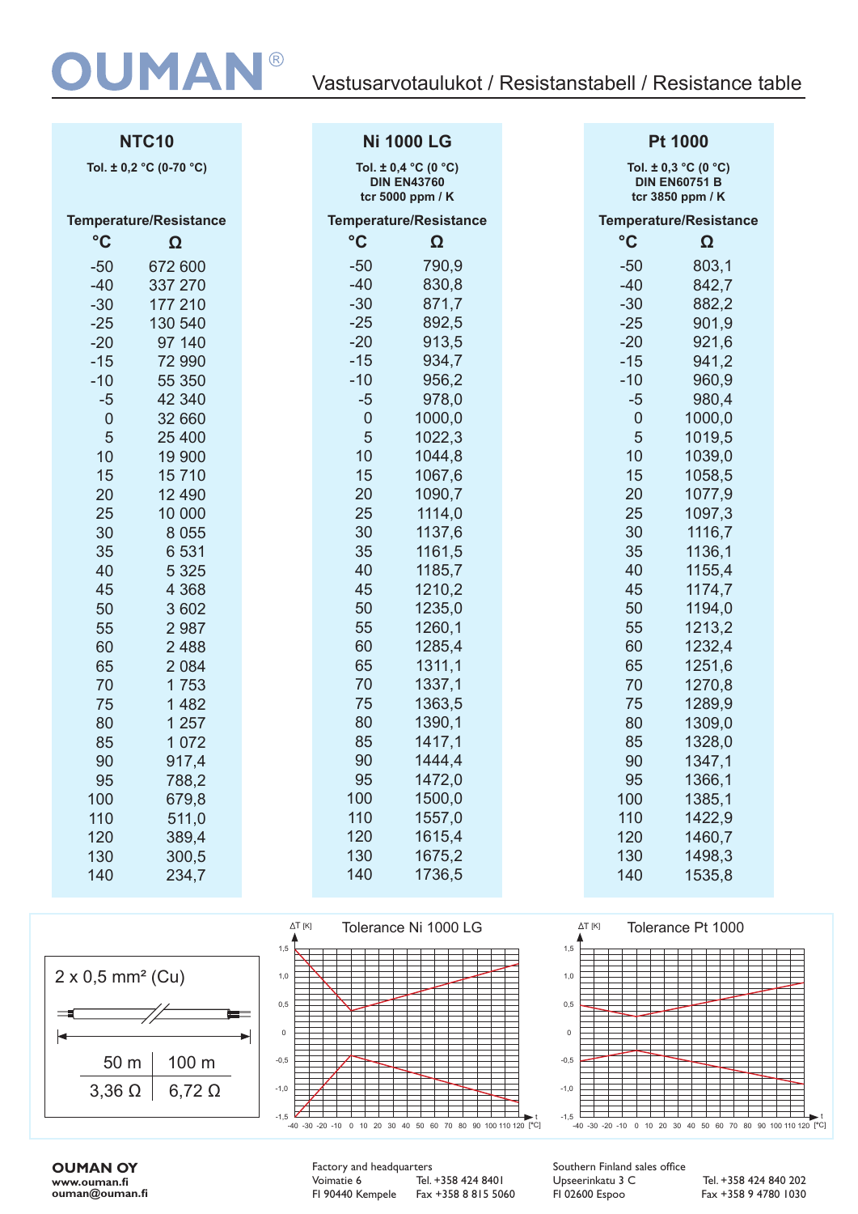# OUMAN®

Vastusarvotaulukot / Resistanstabell / Resistance table

## NTC10

Tol. ± 0,2 °C (0-70 °C)

Temperature/Resistance

| °C | Ω |
|---|---|
| -50 | 672 600 |
| -40 | 337 270 |
| -30 | 177 210 |
| -25 | 130 540 |
| -20 | 97 140 |
| -15 | 72 990 |
| -10 | 55 350 |
| -5 | 42 340 |
| 0 | 32 660 |
| 5 | 25 400 |
| 10 | 19 900 |
| 15 | 15 710 |
| 20 | 12 490 |
| 25 | 10 000 |
| 30 | 8 055 |
| 35 | 6 531 |
| 40 | 5 325 |
| 45 | 4 368 |
| 50 | 3 602 |
| 55 | 2 987 |
| 60 | 2 488 |
| 65 | 2 084 |
| 70 | 1 753 |
| 75 | 1 482 |
| 80 | 1 257 |
| 85 | 1 072 |
| 90 | 917,4 |
| 95 | 788,2 |
| 100 | 679,8 |
| 110 | 511,0 |
| 120 | 389,4 |
| 130 | 300,5 |
| 140 | 234,7 |

## Ni 1000 LG

Tol. ± 0,4 °C (0 °C)
DIN EN43760
tcr 5000 ppm / K

Temperature/Resistance

| °C | Ω |
|---|---|
| -50 | 790,9 |
| -40 | 830,8 |
| -30 | 871,7 |
| -25 | 892,5 |
| -20 | 913,5 |
| -15 | 934,7 |
| -10 | 956,2 |
| -5 | 978,0 |
| 0 | 1000,0 |
| 5 | 1022,3 |
| 10 | 1044,8 |
| 15 | 1067,6 |
| 20 | 1090,7 |
| 25 | 1114,0 |
| 30 | 1137,6 |
| 35 | 1161,5 |
| 40 | 1185,7 |
| 45 | 1210,2 |
| 50 | 1235,0 |
| 55 | 1260,1 |
| 60 | 1285,4 |
| 65 | 1311,1 |
| 70 | 1337,1 |
| 75 | 1363,5 |
| 80 | 1390,1 |
| 85 | 1417,1 |
| 90 | 1444,4 |
| 95 | 1472,0 |
| 100 | 1500,0 |
| 110 | 1557,0 |
| 120 | 1615,4 |
| 130 | 1675,2 |
| 140 | 1736,5 |

## Pt 1000

Tol. ± 0,3 °C (0 °C)
DIN EN60751 B
tcr 3850 ppm / K

Temperature/Resistance

| °C | Ω |
|---|---|
| -50 | 803,1 |
| -40 | 842,7 |
| -30 | 882,2 |
| -25 | 901,9 |
| -20 | 921,6 |
| -15 | 941,2 |
| -10 | 960,9 |
| -5 | 980,4 |
| 0 | 1000,0 |
| 5 | 1019,5 |
| 10 | 1039,0 |
| 15 | 1058,5 |
| 20 | 1077,9 |
| 25 | 1097,3 |
| 30 | 1116,7 |
| 35 | 1136,1 |
| 40 | 1155,4 |
| 45 | 1174,7 |
| 50 | 1194,0 |
| 55 | 1213,2 |
| 60 | 1232,4 |
| 65 | 1251,6 |
| 70 | 1270,8 |
| 75 | 1289,9 |
| 80 | 1309,0 |
| 85 | 1328,0 |
| 90 | 1347,1 |
| 95 | 1366,1 |
| 100 | 1385,1 |
| 110 | 1422,9 |
| 120 | 1460,7 |
| 130 | 1498,3 |
| 140 | 1535,8 |

2 x 0,5 mm² (Cu)

| 50 m | 100 m |
|---|---|
| 3,36 Ω | 6,72 Ω |

Tolerance Ni 1000 LG

ΔT [K]
1,5
1,0
0,5
0
-0,5
-1,0
-1,5
-40 -30 -20 -10 0 10 20 30 40 50 60 70 80 90 100 110 120 [°C]
t

Tolerance Pt 1000

ΔT [K]
1,5
1,0
0,5
0
-0,5
-1,0
-1,5
-40 -30 -20 -10 0 10 20 30 40 50 60 70 80 90 100 110 120 [°C]
t

**OUMAN OY**
**www.ouman.fi**
**ouman@ouman.fi**

Factory and headquarters
Voimatie 6
FI 90440 Kempele
Tel. +358 424 8401
Fax +358 8 815 5060

Southern Finland sales office
Upseerinkatu 3 C
FI 02600 Espoo
Tel. +358 424 840 202
Fax +358 9 4780 1030